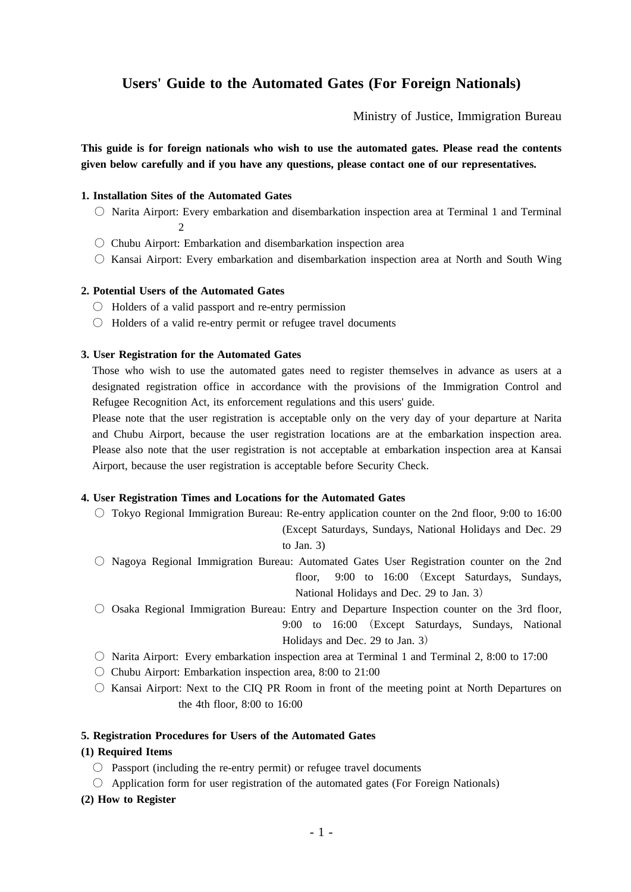# Users' Guide to the Automated Gates (For Foreign Nationals)

Ministry of Justice, Immigration Bureau

**This guide is for foreign nationals who wish to use the automated gates. Please read the contents given below carefully and if you have any questions, please contact one of our representatives.**

**1. Installation Sites of the Automated Gates**

- ○ Narita Airport: Every embarkation and disembarkation inspection area at Terminal 1 and Terminal 2
- ○ Chubu Airport: Embarkation and disembarkation inspection area
- ○ Kansai Airport: Every embarkation and disembarkation inspection area at North and South Wing

**2. Potential Users of the Automated Gates**

- ○ Holders of a valid passport and re-entry permission
- ○ Holders of a valid re-entry permit or refugee travel documents

**3. User Registration for the Automated Gates**

Those who wish to use the automated gates need to register themselves in advance as users at a designated registration office in accordance with the provisions of the Immigration Control and Refugee Recognition Act, its enforcement regulations and this users' guide.

Please note that the user registration is acceptable only on the very day of your departure at Narita and Chubu Airport, because the user registration locations are at the embarkation inspection area. Please also note that the user registration is not acceptable at embarkation inspection area at Kansai Airport, because the user registration is acceptable before Security Check.

**4. User Registration Times and Locations for the Automated Gates**

- ○ Tokyo Regional Immigration Bureau: Re-entry application counter on the 2nd floor, 9:00 to 16:00 (Except Saturdays, Sundays, National Holidays and Dec. 29 to Jan. 3)
- ○ Nagoya Regional Immigration Bureau: Automated Gates User Registration counter on the 2nd floor, 9:00 to 16:00（Except Saturdays, Sundays, National Holidays and Dec. 29 to Jan. 3）
- ○ Osaka Regional Immigration Bureau: Entry and Departure Inspection counter on the 3rd floor, 9:00 to 16:00（Except Saturdays, Sundays, National Holidays and Dec. 29 to Jan. 3）
- ○ Narita Airport: Every embarkation inspection area at Terminal 1 and Terminal 2, 8:00 to 17:00
- ○ Chubu Airport: Embarkation inspection area, 8:00 to 21:00
- ○ Kansai Airport: Next to the CIQ PR Room in front of the meeting point at North Departures on the 4th floor, 8:00 to 16:00

**5. Registration Procedures for Users of the Automated Gates**

**(1) Required Items**

- ○ Passport (including the re-entry permit) or refugee travel documents
- ○ Application form for user registration of the automated gates (For Foreign Nationals)

**(2) How to Register**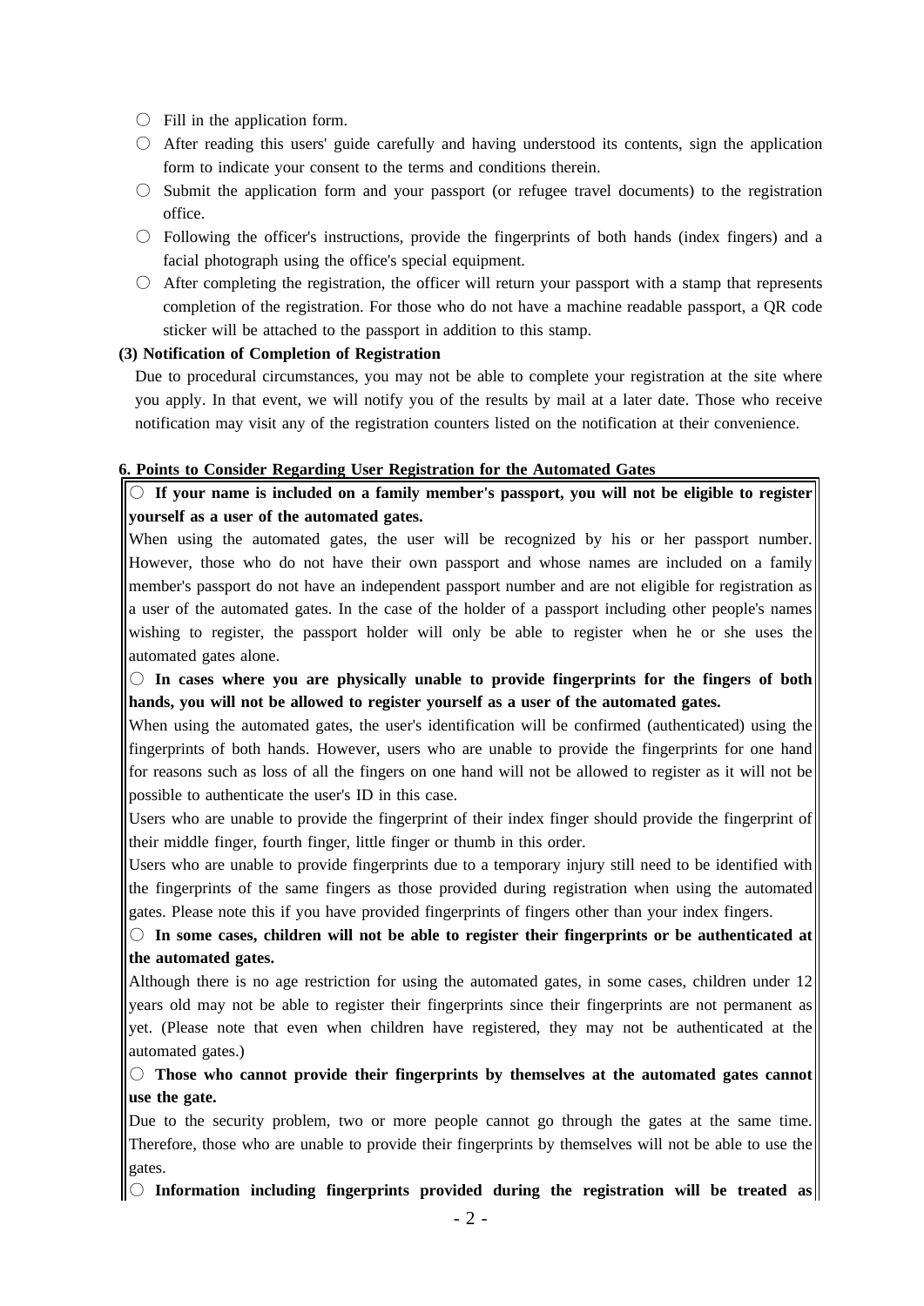- ○ Fill in the application form.
- ○ After reading this users' guide carefully and having understood its contents, sign the application form to indicate your consent to the terms and conditions therein.
- ○ Submit the application form and your passport (or refugee travel documents) to the registration office.
- ○ Following the officer's instructions, provide the fingerprints of both hands (index fingers) and a facial photograph using the office's special equipment.
- ○ After completing the registration, the officer will return your passport with a stamp that represents completion of the registration. For those who do not have a machine readable passport, a QR code sticker will be attached to the passport in addition to this stamp.

**(3) Notification of Completion of Registration**

Due to procedural circumstances, you may not be able to complete your registration at the site where you apply. In that event, we will notify you of the results by mail at a later date. Those who receive notification may visit any of the registration counters listed on the notification at their convenience.

**6. Points to Consider Regarding User Registration for the Automated Gates**

○ **If your name is included on a family member's passport, you will not be eligible to register yourself as a user of the automated gates.**

When using the automated gates, the user will be recognized by his or her passport number. However, those who do not have their own passport and whose names are included on a family member's passport do not have an independent passport number and are not eligible for registration as a user of the automated gates. In the case of the holder of a passport including other people's names wishing to register, the passport holder will only be able to register when he or she uses the automated gates alone.

○ **In cases where you are physically unable to provide fingerprints for the fingers of both hands, you will not be allowed to register yourself as a user of the automated gates.**

When using the automated gates, the user's identification will be confirmed (authenticated) using the fingerprints of both hands. However, users who are unable to provide the fingerprints for one hand for reasons such as loss of all the fingers on one hand will not be allowed to register as it will not be possible to authenticate the user's ID in this case.

Users who are unable to provide the fingerprint of their index finger should provide the fingerprint of their middle finger, fourth finger, little finger or thumb in this order.

Users who are unable to provide fingerprints due to a temporary injury still need to be identified with the fingerprints of the same fingers as those provided during registration when using the automated gates. Please note this if you have provided fingerprints of fingers other than your index fingers.

○ **In some cases, children will not be able to register their fingerprints or be authenticated at the automated gates.**

Although there is no age restriction for using the automated gates, in some cases, children under 12 years old may not be able to register their fingerprints since their fingerprints are not permanent as yet. (Please note that even when children have registered, they may not be authenticated at the automated gates.)

○ **Those who cannot provide their fingerprints by themselves at the automated gates cannot use the gate.**

Due to the security problem, two or more people cannot go through the gates at the same time. Therefore, those who are unable to provide their fingerprints by themselves will not be able to use the gates.

○ **Information including fingerprints provided during the registration will be treated as**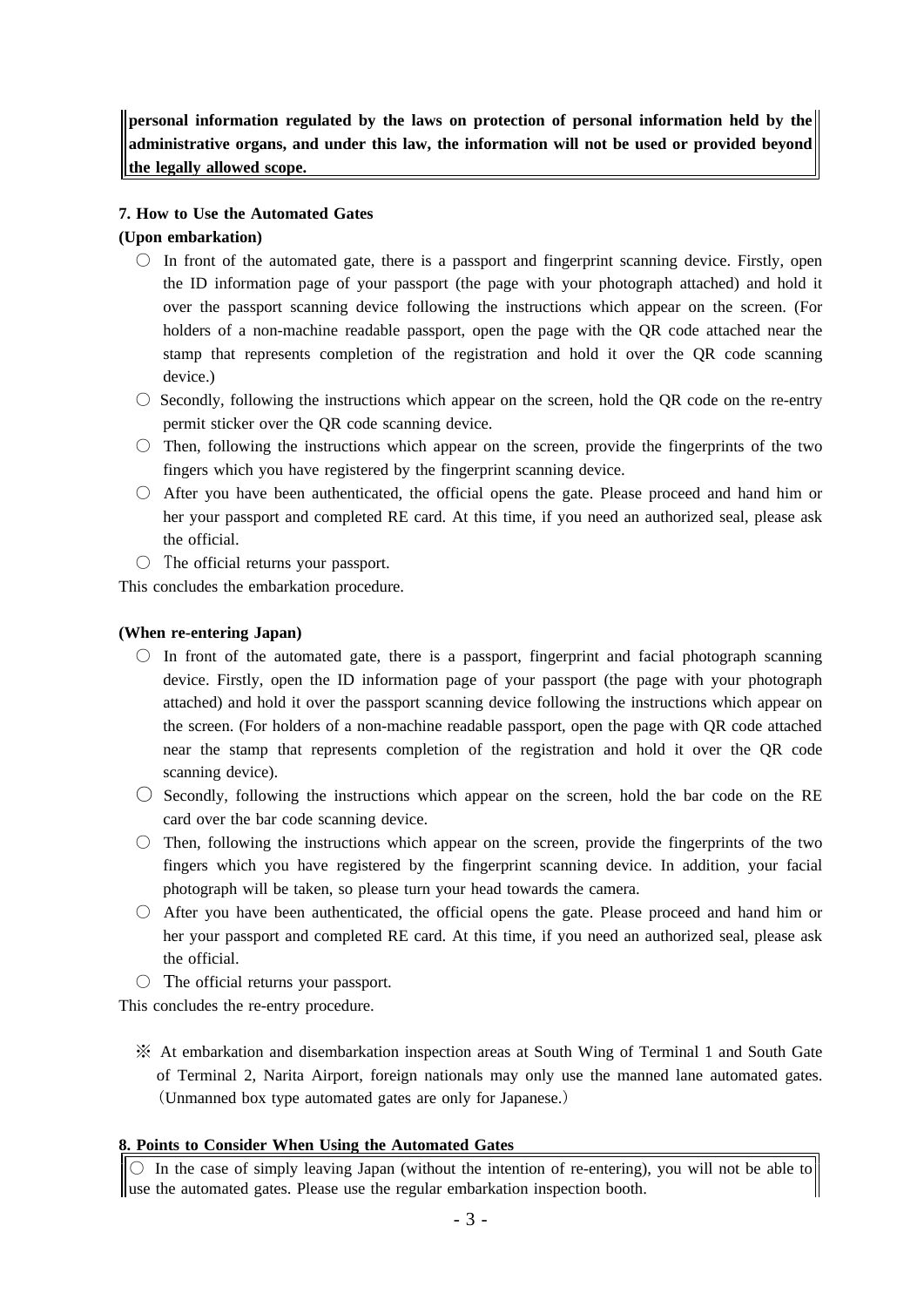**personal information regulated by the laws on protection of personal information held by the administrative organs, and under this law, the information will not be used or provided beyond the legally allowed scope.**

### 7. How to Use the Automated Gates

**(Upon embarkation)**

- ○ In front of the automated gate, there is a passport and fingerprint scanning device. Firstly, open the ID information page of your passport (the page with your photograph attached) and hold it over the passport scanning device following the instructions which appear on the screen. (For holders of a non-machine readable passport, open the page with the QR code attached near the stamp that represents completion of the registration and hold it over the QR code scanning device.)
- ○ Secondly, following the instructions which appear on the screen, hold the QR code on the re-entry permit sticker over the QR code scanning device.
- ○ Then, following the instructions which appear on the screen, provide the fingerprints of the two fingers which you have registered by the fingerprint scanning device.
- ○ After you have been authenticated, the official opens the gate. Please proceed and hand him or her your passport and completed RE card. At this time, if you need an authorized seal, please ask the official.
- ○ The official returns your passport.

This concludes the embarkation procedure.

**(When re-entering Japan)**

- ○ In front of the automated gate, there is a passport, fingerprint and facial photograph scanning device. Firstly, open the ID information page of your passport (the page with your photograph attached) and hold it over the passport scanning device following the instructions which appear on the screen. (For holders of a non-machine readable passport, open the page with QR code attached near the stamp that represents completion of the registration and hold it over the QR code scanning device).
- ○ Secondly, following the instructions which appear on the screen, hold the bar code on the RE card over the bar code scanning device.
- ○ Then, following the instructions which appear on the screen, provide the fingerprints of the two fingers which you have registered by the fingerprint scanning device. In addition, your facial photograph will be taken, so please turn your head towards the camera.
- ○ After you have been authenticated, the official opens the gate. Please proceed and hand him or her your passport and completed RE card. At this time, if you need an authorized seal, please ask the official.
- ○ The official returns your passport.

This concludes the re-entry procedure.

※ At embarkation and disembarkation inspection areas at South Wing of Terminal 1 and South Gate of Terminal 2, Narita Airport, foreign nationals may only use the manned lane automated gates.（Unmanned box type automated gates are only for Japanese.）

### 8. Points to Consider When Using the Automated Gates

○ In the case of simply leaving Japan (without the intention of re-entering), you will not be able to use the automated gates. Please use the regular embarkation inspection booth.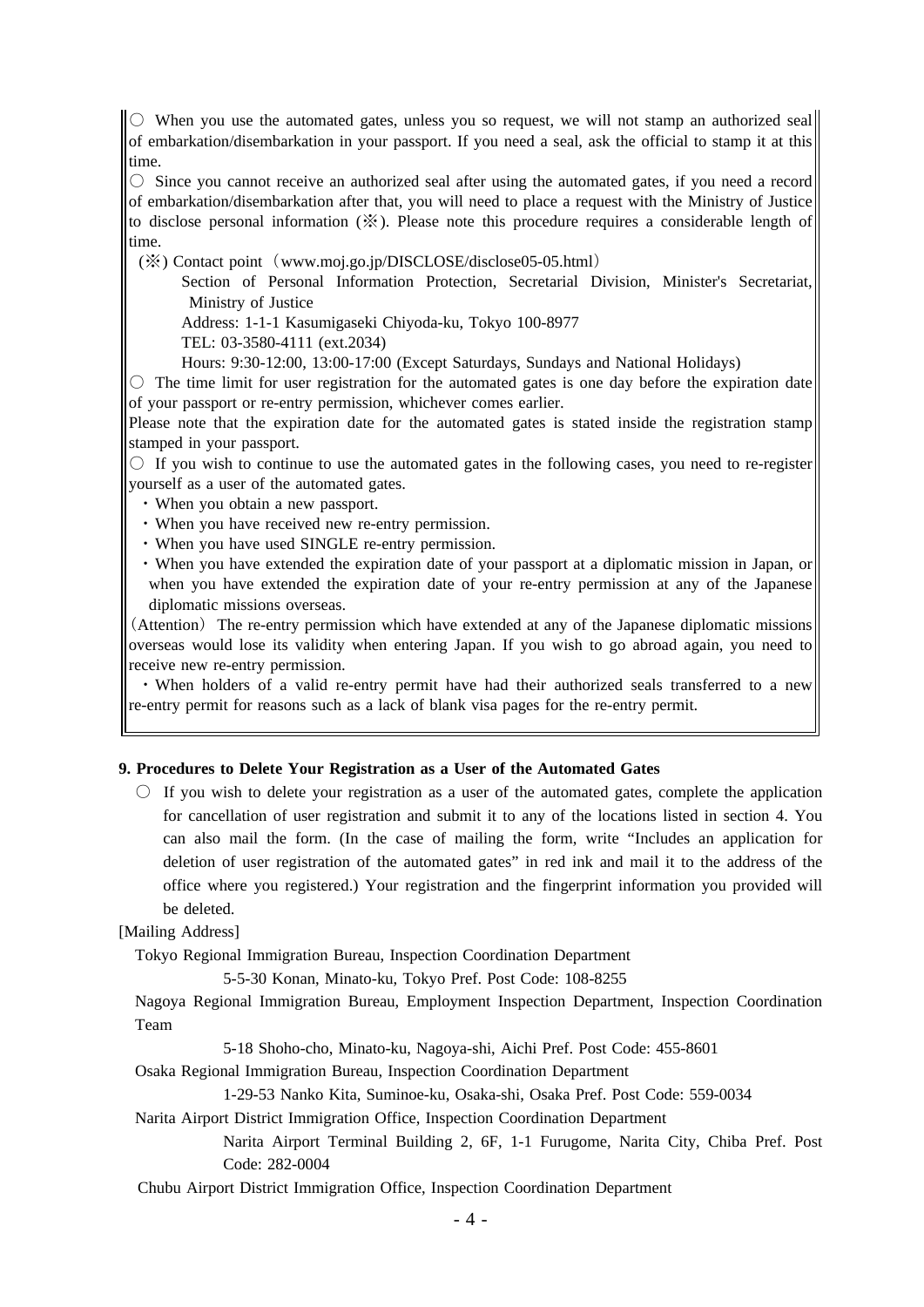○ When you use the automated gates, unless you so request, we will not stamp an authorized seal of embarkation/disembarkation in your passport. If you need a seal, ask the official to stamp it at this time.

○ Since you cannot receive an authorized seal after using the automated gates, if you need a record of embarkation/disembarkation after that, you will need to place a request with the Ministry of Justice to disclose personal information (※). Please note this procedure requires a considerable length of time.

(※) Contact point（www.moj.go.jp/DISCLOSE/disclose05-05.html）

Section of Personal Information Protection, Secretarial Division, Minister's Secretariat, Ministry of Justice

Address: 1-1-1 Kasumigaseki Chiyoda-ku, Tokyo 100-8977

TEL: 03-3580-4111 (ext.2034)

Hours: 9:30-12:00, 13:00-17:00 (Except Saturdays, Sundays and National Holidays)

○ The time limit for user registration for the automated gates is one day before the expiration date of your passport or re-entry permission, whichever comes earlier.

Please note that the expiration date for the automated gates is stated inside the registration stamp stamped in your passport.

○ If you wish to continue to use the automated gates in the following cases, you need to re-register yourself as a user of the automated gates.

- When you obtain a new passport.
- When you have received new re-entry permission.
- When you have used SINGLE re-entry permission.
- When you have extended the expiration date of your passport at a diplomatic mission in Japan, or when you have extended the expiration date of your re-entry permission at any of the Japanese diplomatic missions overseas.

（Attention） The re-entry permission which have extended at any of the Japanese diplomatic missions overseas would lose its validity when entering Japan. If you wish to go abroad again, you need to receive new re-entry permission.

- When holders of a valid re-entry permit have had their authorized seals transferred to a new re-entry permit for reasons such as a lack of blank visa pages for the re-entry permit.

**9. Procedures to Delete Your Registration as a User of the Automated Gates**

○ If you wish to delete your registration as a user of the automated gates, complete the application for cancellation of user registration and submit it to any of the locations listed in section 4. You can also mail the form. (In the case of mailing the form, write “Includes an application for deletion of user registration of the automated gates” in red ink and mail it to the address of the office where you registered.) Your registration and the fingerprint information you provided will be deleted.

[Mailing Address]

Tokyo Regional Immigration Bureau, Inspection Coordination Department

5-5-30 Konan, Minato-ku, Tokyo Pref. Post Code: 108-8255

Nagoya Regional Immigration Bureau, Employment Inspection Department, Inspection Coordination Team

5-18 Shoho-cho, Minato-ku, Nagoya-shi, Aichi Pref. Post Code: 455-8601

Osaka Regional Immigration Bureau, Inspection Coordination Department

1-29-53 Nanko Kita, Suminoe-ku, Osaka-shi, Osaka Pref. Post Code: 559-0034

Narita Airport District Immigration Office, Inspection Coordination Department

Narita Airport Terminal Building 2, 6F, 1-1 Furugome, Narita City, Chiba Pref. Post Code: 282-0004

Chubu Airport District Immigration Office, Inspection Coordination Department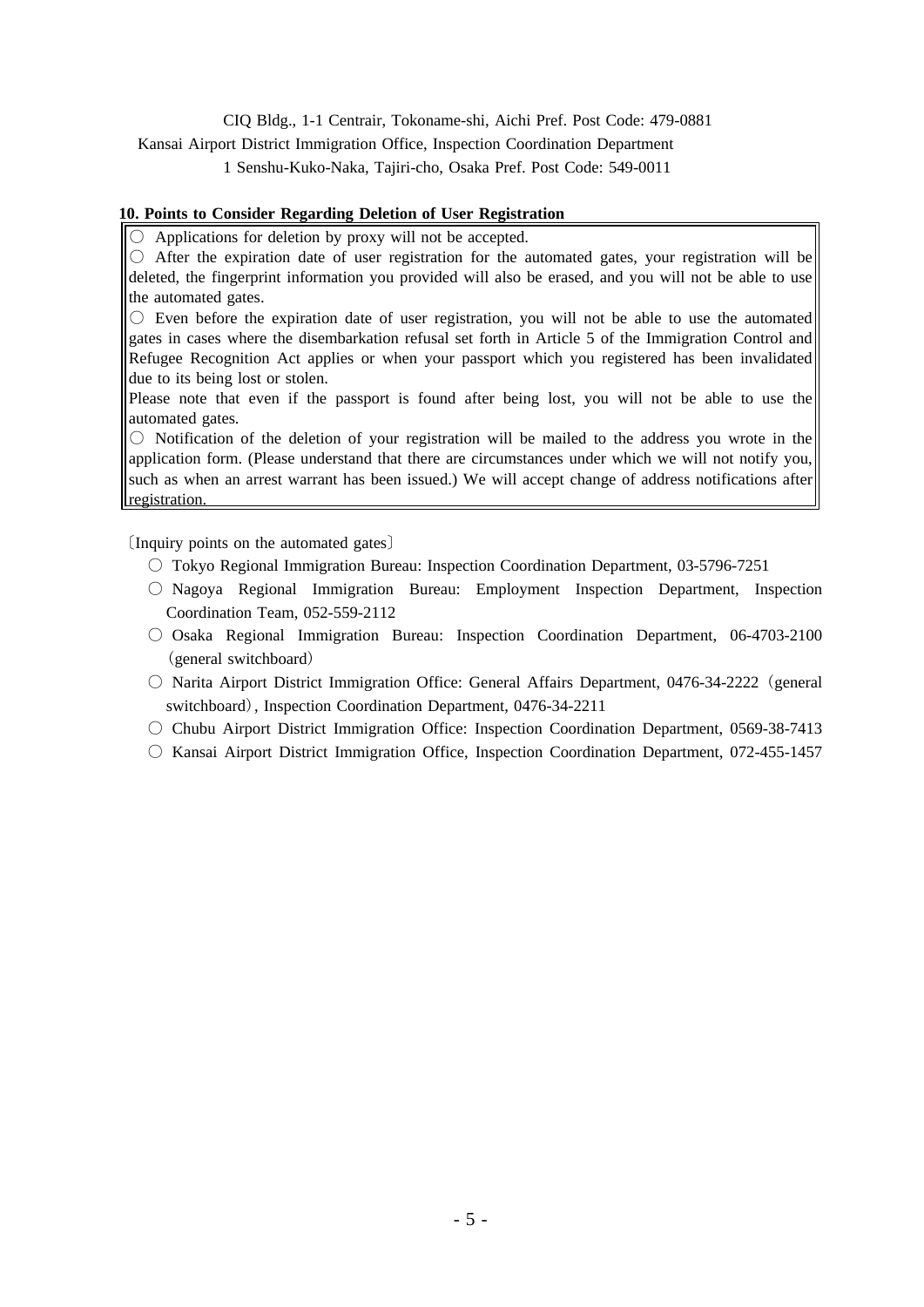CIQ Bldg., 1-1 Centrair, Tokoname-shi, Aichi Pref. Post Code: 479-0881

Kansai Airport District Immigration Office, Inspection Coordination Department

1 Senshu-Kuko-Naka, Tajiri-cho, Osaka Pref. Post Code: 549-0011

**10. Points to Consider Regarding Deletion of User Registration**

○ Applications for deletion by proxy will not be accepted.

○ After the expiration date of user registration for the automated gates, your registration will be deleted, the fingerprint information you provided will also be erased, and you will not be able to use the automated gates.

○ Even before the expiration date of user registration, you will not be able to use the automated gates in cases where the disembarkation refusal set forth in Article 5 of the Immigration Control and Refugee Recognition Act applies or when your passport which you registered has been invalidated due to its being lost or stolen.

Please note that even if the passport is found after being lost, you will not be able to use the automated gates.

○ Notification of the deletion of your registration will be mailed to the address you wrote in the application form. (Please understand that there are circumstances under which we will not notify you, such as when an arrest warrant has been issued.) We will accept change of address notifications after registration.

〔Inquiry points on the automated gates〕

- ○ Tokyo Regional Immigration Bureau: Inspection Coordination Department, 03-5796-7251
- ○ Nagoya Regional Immigration Bureau: Employment Inspection Department, Inspection Coordination Team, 052-559-2112
- ○ Osaka Regional Immigration Bureau: Inspection Coordination Department, 06-4703-2100（general switchboard）
- ○ Narita Airport District Immigration Office: General Affairs Department, 0476-34-2222（general switchboard）, Inspection Coordination Department, 0476-34-2211
- ○ Chubu Airport District Immigration Office: Inspection Coordination Department, 0569-38-7413
- ○ Kansai Airport District Immigration Office, Inspection Coordination Department, 072-455-1457